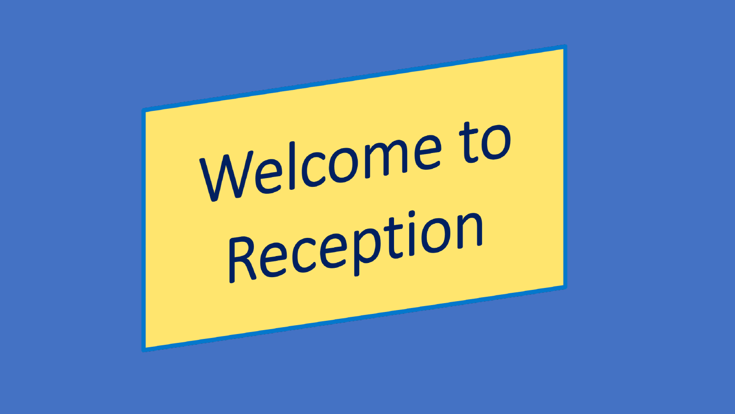# Welcome to Reception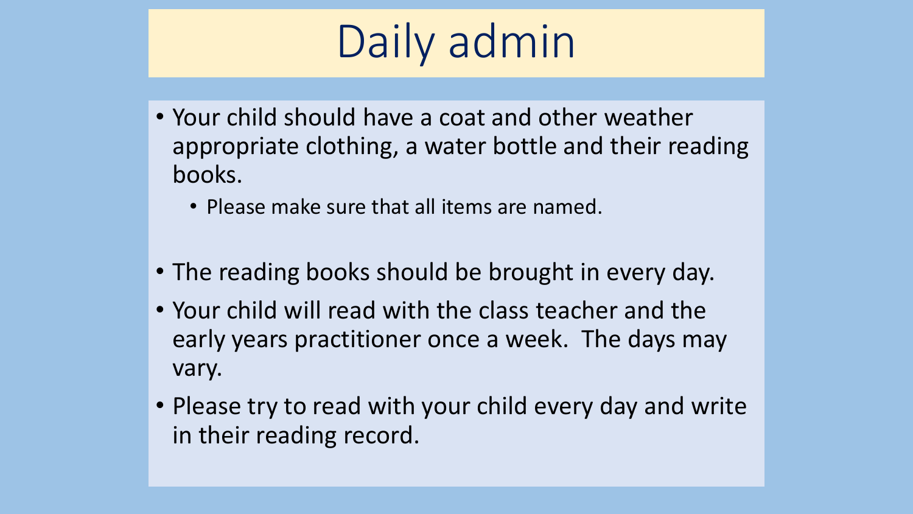# Daily admin

- Your child should have a coat and other weather appropriate clothing, a water bottle and their reading books.
  - Please make sure that all items are named.
- The reading books should be brought in every day.
- Your child will read with the class teacher and the early years practitioner once a week. The days may vary.
- Please try to read with your child every day and write in their reading record.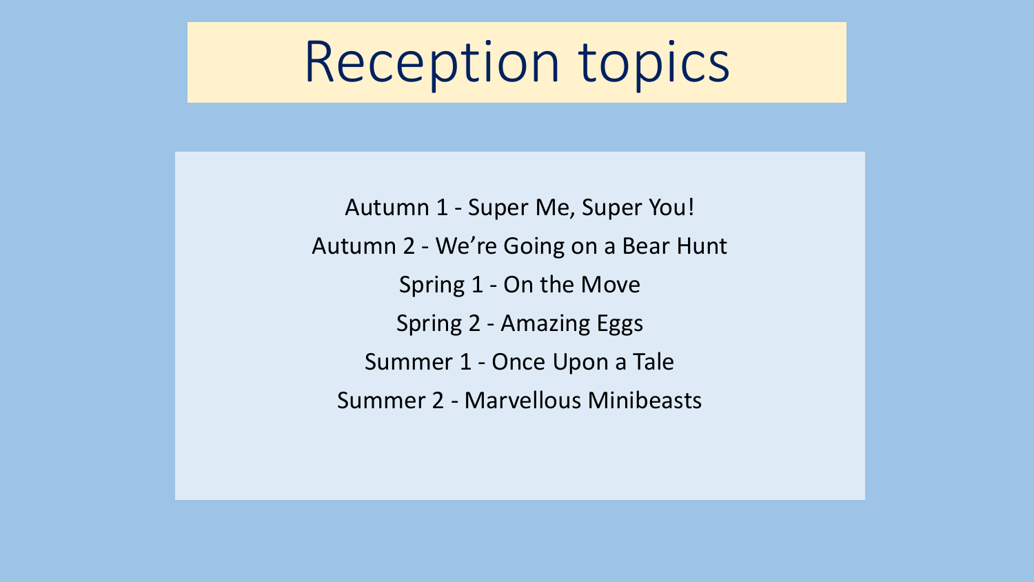# Reception topics

Autumn 1 - Super Me, Super You!

Autumn 2 - We’re Going on a Bear Hunt

Spring 1 - On the Move

Spring 2 - Amazing Eggs

Summer 1 - Once Upon a Tale

Summer 2 - Marvellous Minibeasts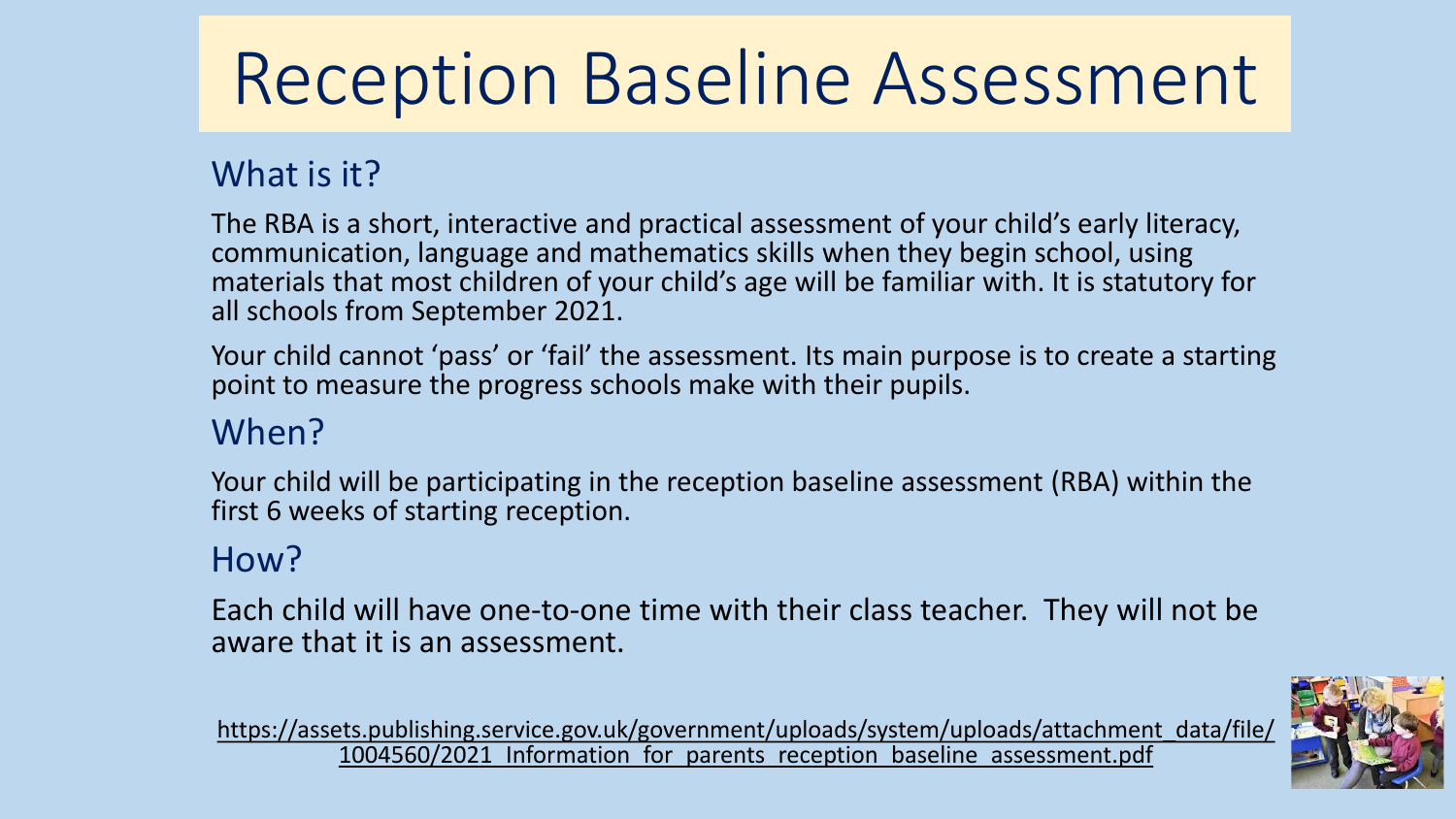# Reception Baseline Assessment

## What is it?

The RBA is a short, interactive and practical assessment of your child's early literacy, communication, language and mathematics skills when they begin school, using materials that most children of your child's age will be familiar with. It is statutory for all schools from September 2021.

Your child cannot 'pass' or 'fail' the assessment. Its main purpose is to create a starting point to measure the progress schools make with their pupils.

## When?

Your child will be participating in the reception baseline assessment (RBA) within the first 6 weeks of starting reception.

## How?

Each child will have one-to-one time with their class teacher. They will not be aware that it is an assessment.

https://assets.publishing.service.gov.uk/government/uploads/system/uploads/attachment_data/file/1004560/2021_Information_for_parents_reception_baseline_assessment.pdf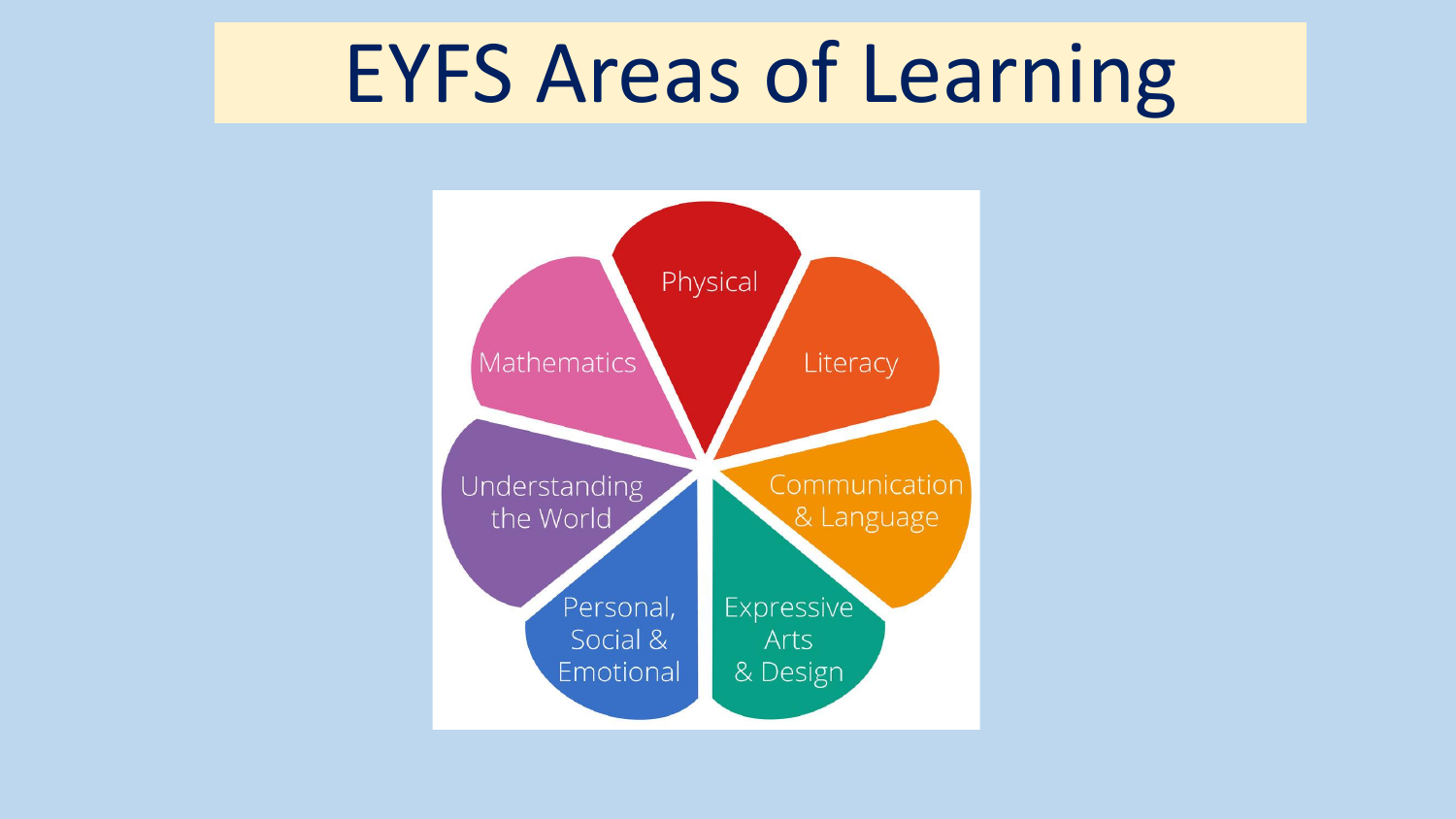# EYFS Areas of Learning

- Physical
- Literacy
- Communication & Language
- Expressive Arts & Design
- Personal, Social & Emotional
- Understanding the World
- Mathematics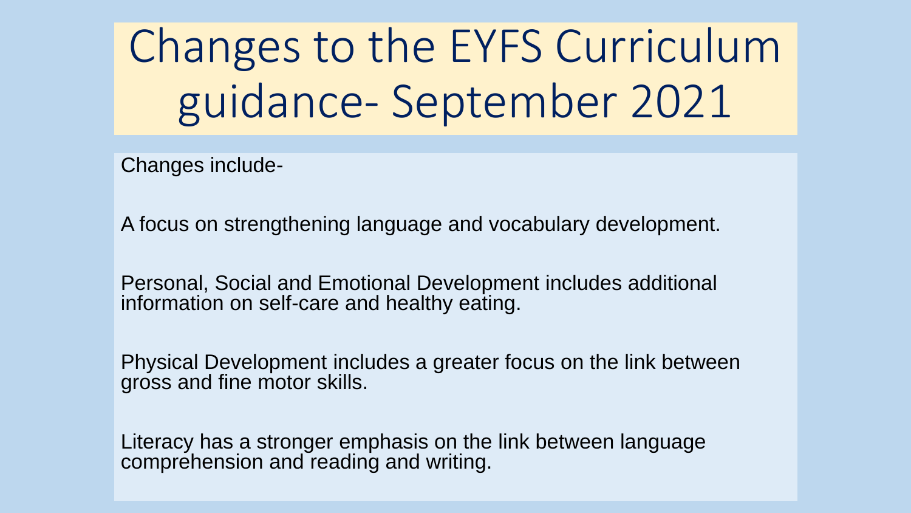# Changes to the EYFS Curriculum guidance- September 2021

Changes include-

A focus on strengthening language and vocabulary development.

Personal, Social and Emotional Development includes additional information on self-care and healthy eating.

Physical Development includes a greater focus on the link between gross and fine motor skills.

Literacy has a stronger emphasis on the link between language comprehension and reading and writing.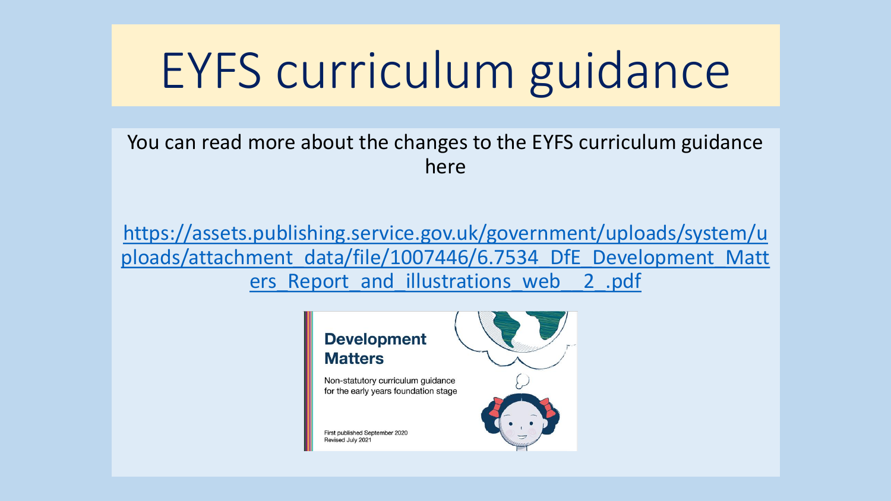# EYFS curriculum guidance

You can read more about the changes to the EYFS curriculum guidance here

https://assets.publishing.service.gov.uk/government/uploads/system/uploads/attachment_data/file/1007446/6.7534_DfE_Development_Matters_Report_and_illustrations_web__2_.pdf

**Development Matters**

Non-statutory curriculum guidance for the early years foundation stage

First published September 2020
Revised July 2021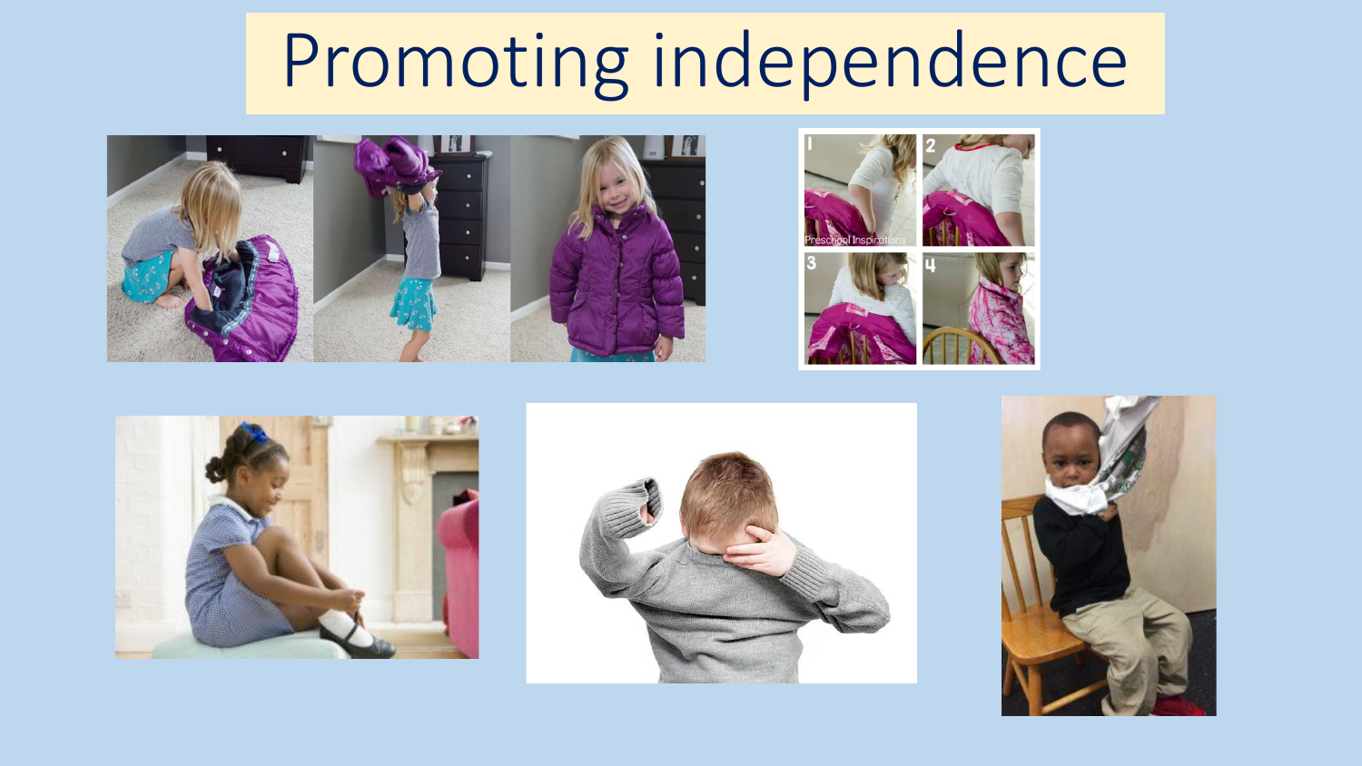# Promoting independence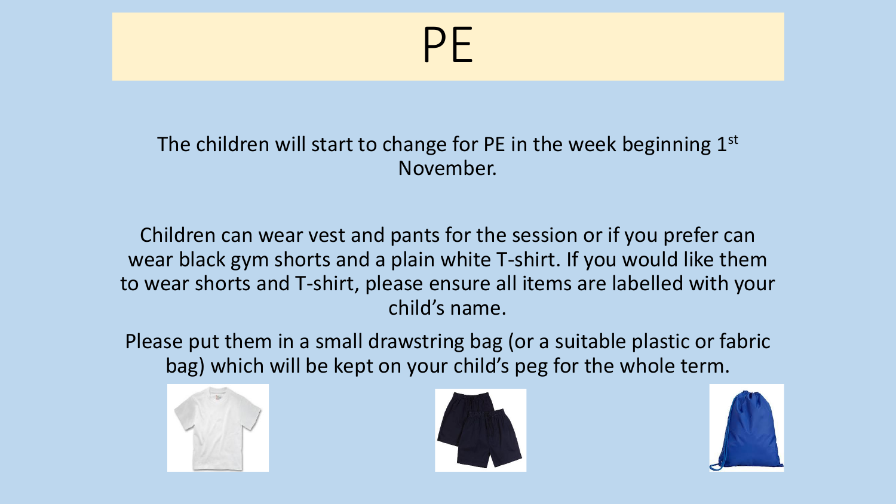# PE

The children will start to change for PE in the week beginning 1st November.

Children can wear vest and pants for the session or if you prefer can wear black gym shorts and a plain white T-shirt. If you would like them to wear shorts and T-shirt, please ensure all items are labelled with your child's name.

Please put them in a small drawstring bag (or a suitable plastic or fabric bag) which will be kept on your child's peg for the whole term.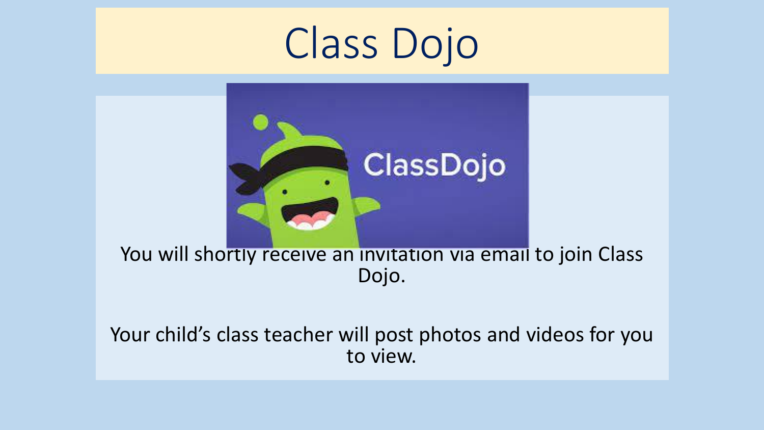# Class Dojo

You will shortly receive an invitation via email to join Class Dojo.

Your child's class teacher will post photos and videos for you to view.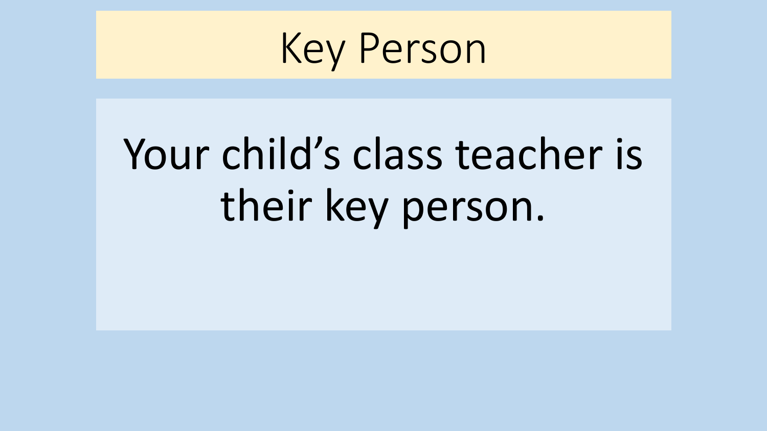# Key Person

Your child's class teacher is their key person.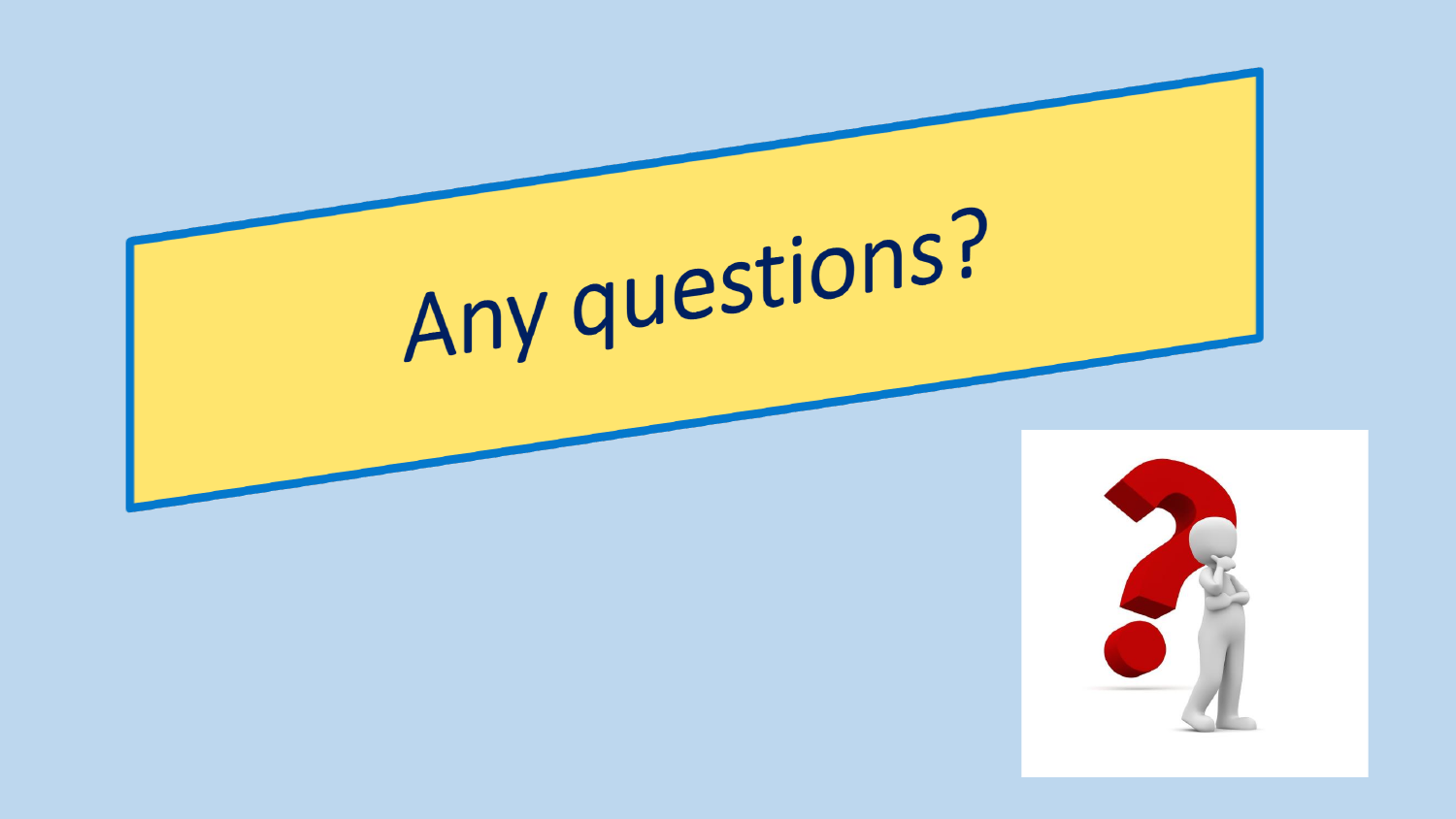# Any questions?